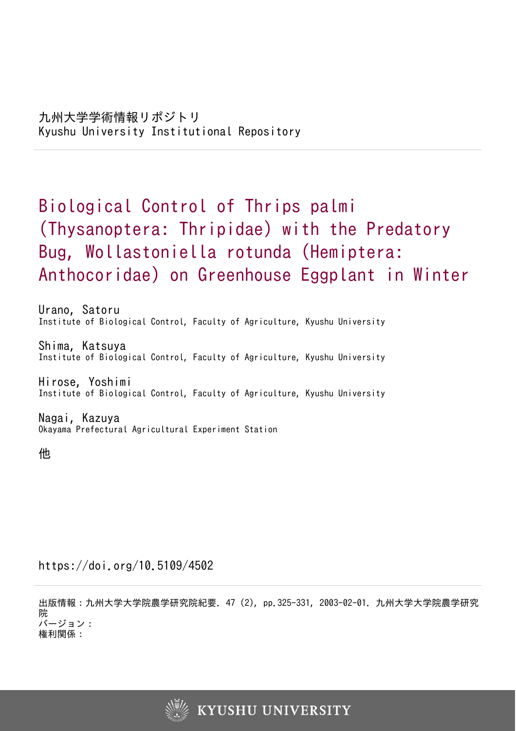九州大学学術情報リポジトリ
Kyushu University Institutional Repository

# Biological Control of Thrips palmi (Thysanoptera: Thripidae) with the Predatory Bug, Wollastoniella rotunda (Hemiptera: Anthocoridae) on Greenhouse Eggplant in Winter

Urano, Satoru
Institute of Biological Control, Faculty of Agriculture, Kyushu University

Shima, Katsuya
Institute of Biological Control, Faculty of Agriculture, Kyushu University

Hirose, Yoshimi
Institute of Biological Control, Faculty of Agriculture, Kyushu University

Nagai, Kazuya
Okayama Prefectural Agricultural Experiment Station

他

https://doi.org/10.5109/4502

出版情報：九州大学大学院農学研究院紀要. 47 (2), pp.325-331, 2003-02-01. 九州大学大学院農学研究院
バージョン：
権利関係：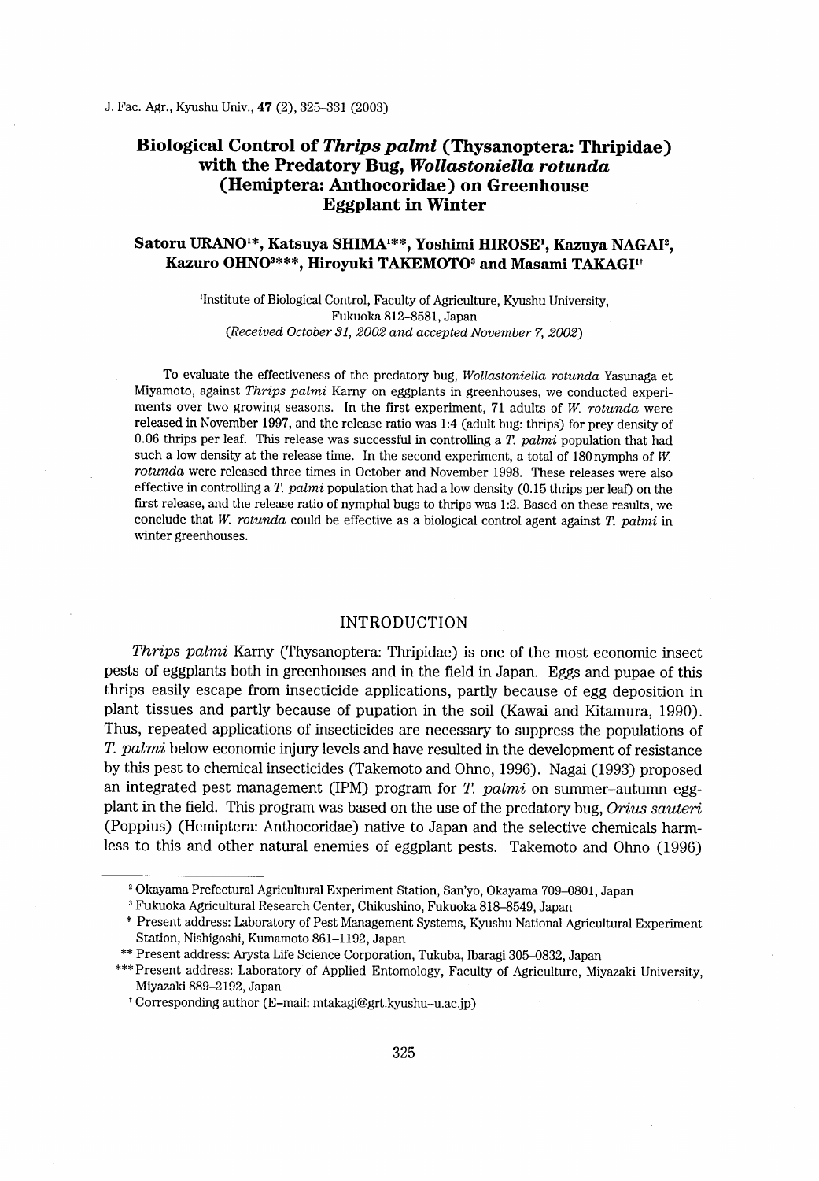# Biological Control of *Thrips palmi* (Thysanoptera: Thripidae) with the Predatory Bug, *Wollastoniella rotunda* (Hemiptera: Anthocoridae) on Greenhouse Eggplant in Winter

**Satoru URANO[1*], Katsuya SHIMA[1**], Yoshimi HIROSE[1], Kazuya NAGAI[2], Kazuro OHNO[3***], Hiroyuki TAKEMOTO[3] and Masami TAKAGI[1†]**

[1]Institute of Biological Control, Faculty of Agriculture, Kyushu University, Fukuoka 812–8581, Japan
*(Received October 31, 2002 and accepted November 7, 2002)*

To evaluate the effectiveness of the predatory bug, *Wollastoniella rotunda* Yasunaga et Miyamoto, against *Thrips palmi* Karny on eggplants in greenhouses, we conducted experiments over two growing seasons. In the first experiment, 71 adults of *W. rotunda* were released in November 1997, and the release ratio was 1:4 (adult bug: thrips) for prey density of 0.06 thrips per leaf. This release was successful in controlling a *T. palmi* population that had such a low density at the release time. In the second experiment, a total of 180 nymphs of *W. rotunda* were released three times in October and November 1998. These releases were also effective in controlling a *T. palmi* population that had a low density (0.15 thrips per leaf) on the first release, and the release ratio of nymphal bugs to thrips was 1:2. Based on these results, we conclude that *W. rotunda* could be effective as a biological control agent against *T. palmi* in winter greenhouses.

## INTRODUCTION

*Thrips palmi* Karny (Thysanoptera: Thripidae) is one of the most economic insect pests of eggplants both in greenhouses and in the field in Japan. Eggs and pupae of this thrips easily escape from insecticide applications, partly because of egg deposition in plant tissues and partly because of pupation in the soil (Kawai and Kitamura, 1990). Thus, repeated applications of insecticides are necessary to suppress the populations of *T. palmi* below economic injury levels and have resulted in the development of resistance by this pest to chemical insecticides (Takemoto and Ohno, 1996). Nagai (1993) proposed an integrated pest management (IPM) program for *T. palmi* on summer–autumn eggplant in the field. This program was based on the use of the predatory bug, *Orius sauteri* (Poppius) (Hemiptera: Anthocoridae) native to Japan and the selective chemicals harmless to this and other natural enemies of eggplant pests. Takemoto and Ohno (1996)

---

[2] Okayama Prefectural Agricultural Experiment Station, San'yo, Okayama 709–0801, Japan

[3] Fukuoka Agricultural Research Center, Chikushino, Fukuoka 818–8549, Japan

[*] Present address: Laboratory of Pest Management Systems, Kyushu National Agricultural Experiment Station, Nishigoshi, Kumamoto 861–1192, Japan

[**] Present address: Arysta Life Science Corporation, Tukuba, Ibaragi 305–0832, Japan

[***] Present address: Laboratory of Applied Entomology, Faculty of Agriculture, Miyazaki University, Miyazaki 889–2192, Japan

[†] Corresponding author (E-mail: mtakagi@grt.kyushu-u.ac.jp)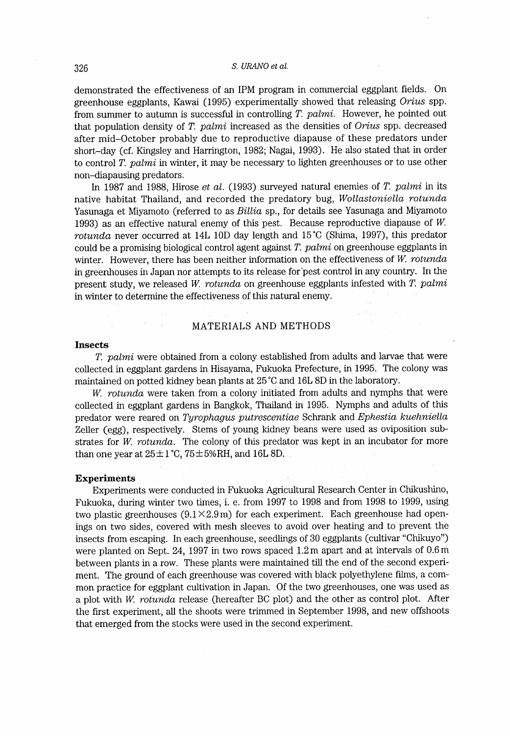demonstrated the effectiveness of an IPM program in commercial eggplant fields. On greenhouse eggplants, Kawai (1995) experimentally showed that releasing *Orius* spp. from summer to autumn is successful in controlling *T. palmi*. However, he pointed out that population density of *T. palmi* increased as the densities of *Orius* spp. decreased after mid-October probably due to reproductive diapause of these predators under short-day (cf. Kingsley and Harrington, 1982; Nagai, 1993). He also stated that in order to control *T. palmi* in winter, it may be necessary to lighten greenhouses or to use other non-diapausing predators.

In 1987 and 1988, Hirose *et al.* (1993) surveyed natural enemies of *T. palmi* in its native habitat Thailand, and recorded the predatory bug, *Wollastoniella rotunda* Yasunaga et Miyamoto (referred to as *Billia* sp., for details see Yasunaga and Miyamoto 1993) as an effective natural enemy of this pest. Because reproductive diapause of *W. rotunda* never occurred at 14L 10D day length and 15°C (Shima, 1997), this predator could be a promising biological control agent against *T. palmi* on greenhouse eggplants in winter. However, there has been neither information on the effectiveness of *W. rotunda* in greenhouses in Japan nor attempts to its release for pest control in any country. In the present study, we released *W. rotunda* on greenhouse eggplants infested with *T. palmi* in winter to determine the effectiveness of this natural enemy.

## MATERIALS AND METHODS

### Insects

*T. palmi* were obtained from a colony established from adults and larvae that were collected in eggplant gardens in Hisayama, Fukuoka Prefecture, in 1995. The colony was maintained on potted kidney bean plants at 25°C and 16L 8D in the laboratory.

*W. rotunda* were taken from a colony initiated from adults and nymphs that were collected in eggplant gardens in Bangkok, Thailand in 1995. Nymphs and adults of this predator were reared on *Tyrophagus putrescentiae* Schrank and *Ephestia kuehniella* Zeller (egg), respectively. Stems of young kidney beans were used as oviposition substrates for *W. rotunda*. The colony of this predator was kept in an incubator for more than one year at 25±1°C, 75±5%RH, and 16L 8D.

### Experiments

Experiments were conducted in Fukuoka Agricultural Research Center in Chikushino, Fukuoka, during winter two times, i. e. from 1997 to 1998 and from 1998 to 1999, using two plastic greenhouses (9.1×2.9 m) for each experiment. Each greenhouse had openings on two sides, covered with mesh sleeves to avoid over heating and to prevent the insects from escaping. In each greenhouse, seedlings of 30 eggplants (cultivar "Chikuyo") were planted on Sept. 24, 1997 in two rows spaced 1.2 m apart and at intervals of 0.6 m between plants in a row. These plants were maintained till the end of the second experiment. The ground of each greenhouse was covered with black polyethylene films, a common practice for eggplant cultivation in Japan. Of the two greenhouses, one was used as a plot with *W. rotunda* release (hereafter BC plot) and the other as control plot. After the first experiment, all the shoots were trimmed in September 1998, and new offshoots that emerged from the stocks were used in the second experiment.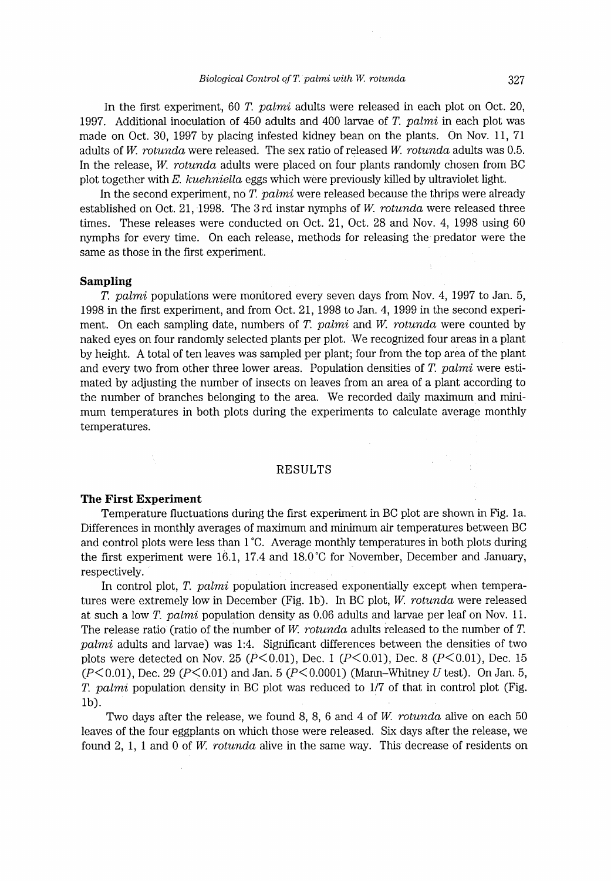In the first experiment, 60 *T. palmi* adults were released in each plot on Oct. 20, 1997. Additional inoculation of 450 adults and 400 larvae of *T. palmi* in each plot was made on Oct. 30, 1997 by placing infested kidney bean on the plants. On Nov. 11, 71 adults of *W. rotunda* were released. The sex ratio of released *W. rotunda* adults was 0.5. In the release, *W. rotunda* adults were placed on four plants randomly chosen from BC plot together with *E. kuehniella* eggs which were previously killed by ultraviolet light.

In the second experiment, no *T. palmi* were released because the thrips were already established on Oct. 21, 1998. The 3rd instar nymphs of *W. rotunda* were released three times. These releases were conducted on Oct. 21, Oct. 28 and Nov. 4, 1998 using 60 nymphs for every time. On each release, methods for releasing the predator were the same as those in the first experiment.

### Sampling

*T. palmi* populations were monitored every seven days from Nov. 4, 1997 to Jan. 5, 1998 in the first experiment, and from Oct. 21, 1998 to Jan. 4, 1999 in the second experiment. On each sampling date, numbers of *T. palmi* and *W. rotunda* were counted by naked eyes on four randomly selected plants per plot. We recognized four areas in a plant by height. A total of ten leaves was sampled per plant; four from the top area of the plant and every two from other three lower areas. Population densities of *T. palmi* were estimated by adjusting the number of insects on leaves from an area of a plant according to the number of branches belonging to the area. We recorded daily maximum and minimum temperatures in both plots during the experiments to calculate average monthly temperatures.

## RESULTS

### The First Experiment

Temperature fluctuations during the first experiment in BC plot are shown in Fig. 1a. Differences in monthly averages of maximum and minimum air temperatures between BC and control plots were less than 1 °C. Average monthly temperatures in both plots during the first experiment were 16.1, 17.4 and 18.0 °C for November, December and January, respectively.

In control plot, *T. palmi* population increased exponentially except when temperatures were extremely low in December (Fig. 1b). In BC plot, *W. rotunda* were released at such a low *T. palmi* population density as 0.06 adults and larvae per leaf on Nov. 11. The release ratio (ratio of the number of *W. rotunda* adults released to the number of *T. palmi* adults and larvae) was 1:4. Significant differences between the densities of two plots were detected on Nov. 25 ($P<0.01$), Dec. 1 ($P<0.01$), Dec. 8 ($P<0.01$), Dec. 15 ($P<0.01$), Dec. 29 ($P<0.01$) and Jan. 5 ($P<0.0001$) (Mann–Whitney $U$ test). On Jan. 5, *T. palmi* population density in BC plot was reduced to 1/7 of that in control plot (Fig. 1b).

Two days after the release, we found 8, 8, 6 and 4 of *W. rotunda* alive on each 50 leaves of the four eggplants on which those were released. Six days after the release, we found 2, 1, 1 and 0 of *W. rotunda* alive in the same way. This decrease of residents on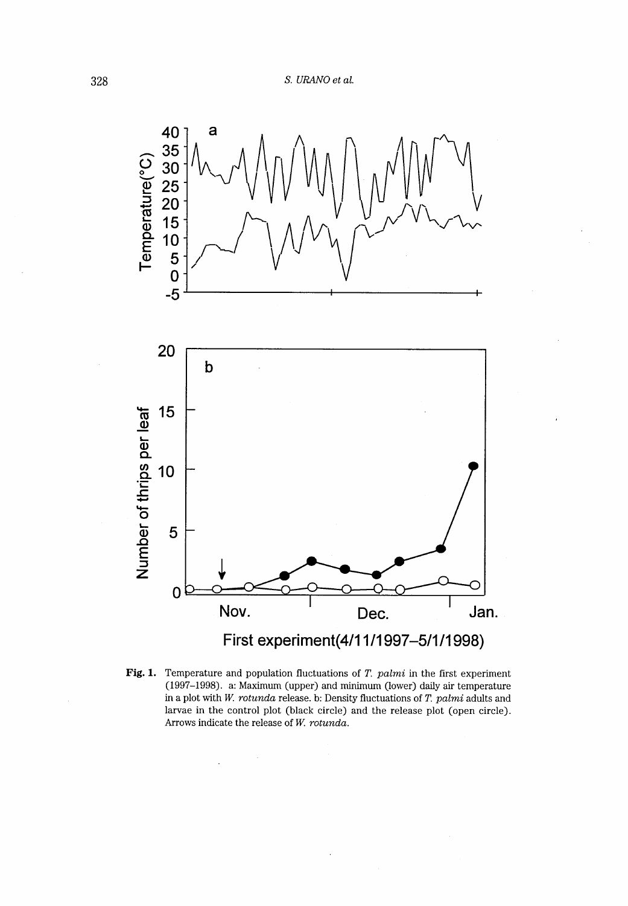**Fig. 1.** Temperature and population fluctuations of *T. palmi* in the first experiment (1997–1998). a: Maximum (upper) and minimum (lower) daily air temperature in a plot with *W. rotunda* release. b: Density fluctuations of *T. palmi* adults and larvae in the control plot (black circle) and the release plot (open circle). Arrows indicate the release of *W. rotunda*.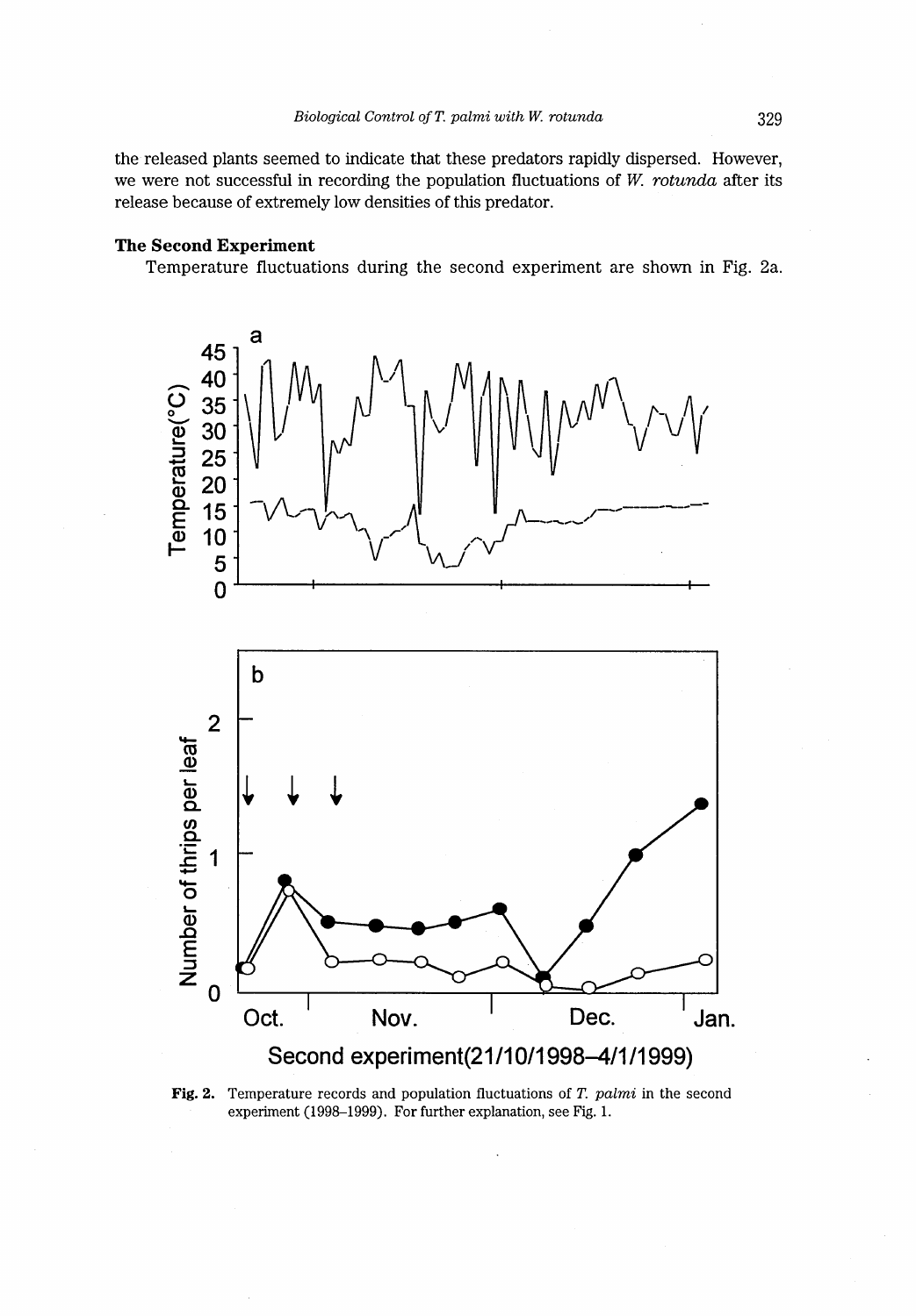the released plants seemed to indicate that these predators rapidly dispersed. However, we were not successful in recording the population fluctuations of *W. rotunda* after its release because of extremely low densities of this predator.

**The Second Experiment**

Temperature fluctuations during the second experiment are shown in Fig. 2a.

**Fig. 2.** Temperature records and population fluctuations of *T. palmi* in the second experiment (1998–1999). For further explanation, see Fig. 1.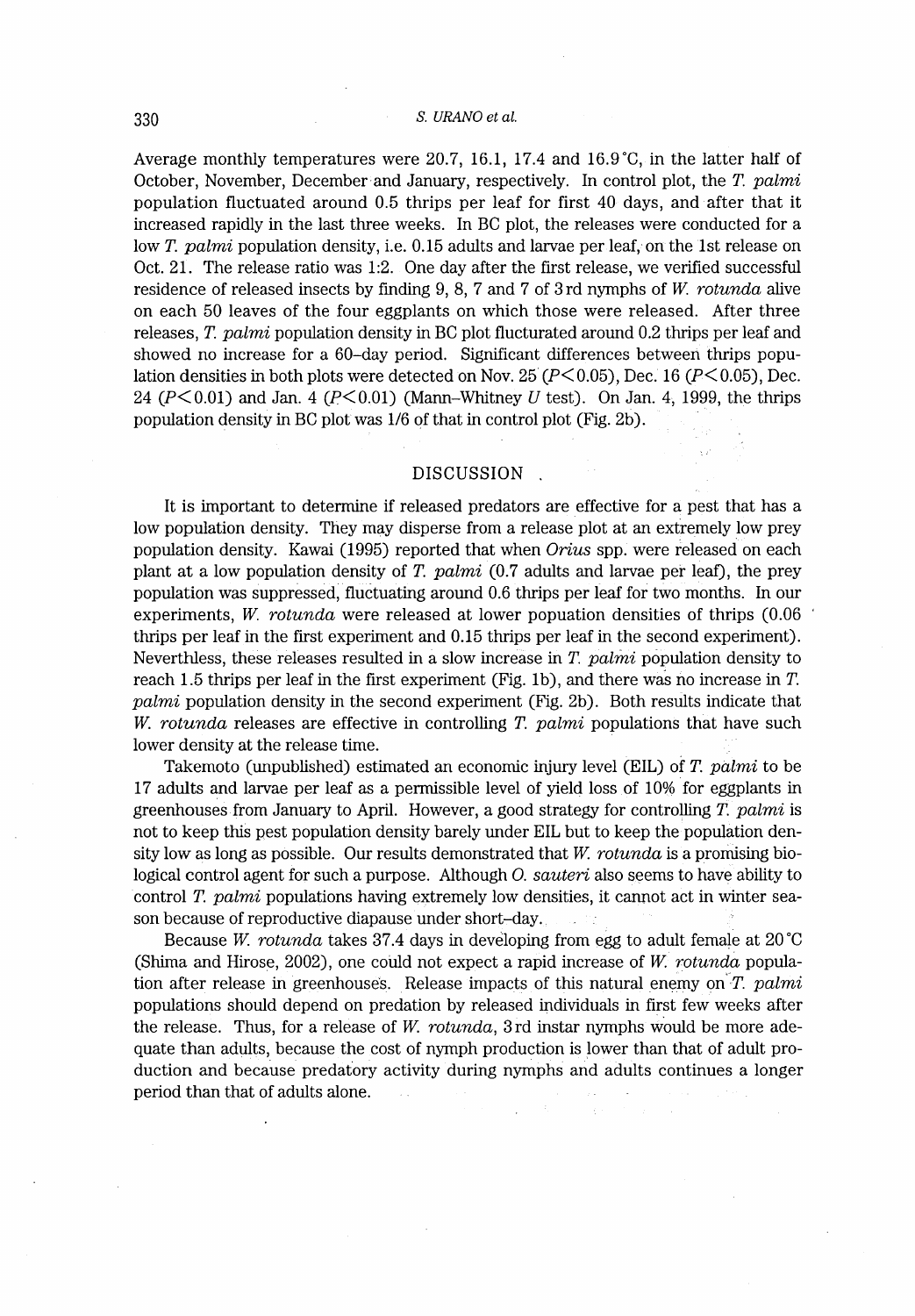Average monthly temperatures were 20.7, 16.1, 17.4 and 16.9°C, in the latter half of October, November, December and January, respectively. In control plot, the *T. palmi* population fluctuated around 0.5 thrips per leaf for first 40 days, and after that it increased rapidly in the last three weeks. In BC plot, the releases were conducted for a low *T. palmi* population density, i.e. 0.15 adults and larvae per leaf, on the 1st release on Oct. 21. The release ratio was 1:2. One day after the first release, we verified successful residence of released insects by finding 9, 8, 7 and 7 of 3rd nymphs of *W. rotunda* alive on each 50 leaves of the four eggplants on which those were released. After three releases, *T. palmi* population density in BC plot flucturated around 0.2 thrips per leaf and showed no increase for a 60–day period. Significant differences between thrips population densities in both plots were detected on Nov. 25 ($P<0.05$), Dec. 16 ($P<0.05$), Dec. 24 ($P<0.01$) and Jan. 4 ($P<0.01$) (Mann–Whitney $U$ test). On Jan. 4, 1999, the thrips population density in BC plot was 1/6 of that in control plot (Fig. 2b).

## DISCUSSION

It is important to determine if released predators are effective for a pest that has a low population density. They may disperse from a release plot at an extremely low prey population density. Kawai (1995) reported that when *Orius* spp. were released on each plant at a low population density of *T. palmi* (0.7 adults and larvae per leaf), the prey population was suppressed, fluctuating around 0.6 thrips per leaf for two months. In our experiments, *W. rotunda* were released at lower popuation densities of thrips (0.06 thrips per leaf in the first experiment and 0.15 thrips per leaf in the second experiment). Neverthless, these releases resulted in a slow increase in *T. palmi* population density to reach 1.5 thrips per leaf in the first experiment (Fig. 1b), and there was no increase in *T. palmi* population density in the second experiment (Fig. 2b). Both results indicate that *W. rotunda* releases are effective in controlling *T. palmi* populations that have such lower density at the release time.

Takemoto (unpublished) estimated an economic injury level (EIL) of *T. palmi* to be 17 adults and larvae per leaf as a permissible level of yield loss of 10% for eggplants in greenhouses from January to April. However, a good strategy for controlling *T. palmi* is not to keep this pest population density barely under EIL but to keep the population density low as long as possible. Our results demonstrated that *W. rotunda* is a promising biological control agent for such a purpose. Although *O. sauteri* also seems to have ability to control *T. palmi* populations having extremely low densities, it cannot act in winter season because of reproductive diapause under short–day.

Because *W. rotunda* takes 37.4 days in developing from egg to adult female at 20°C (Shima and Hirose, 2002), one could not expect a rapid increase of *W. rotunda* population after release in greenhouses. Release impacts of this natural enemy on *T. palmi* populations should depend on predation by released individuals in first few weeks after the release. Thus, for a release of *W. rotunda*, 3rd instar nymphs would be more adequate than adults, because the cost of nymph production is lower than that of adult production and because predatory activity during nymphs and adults continues a longer period than that of adults alone.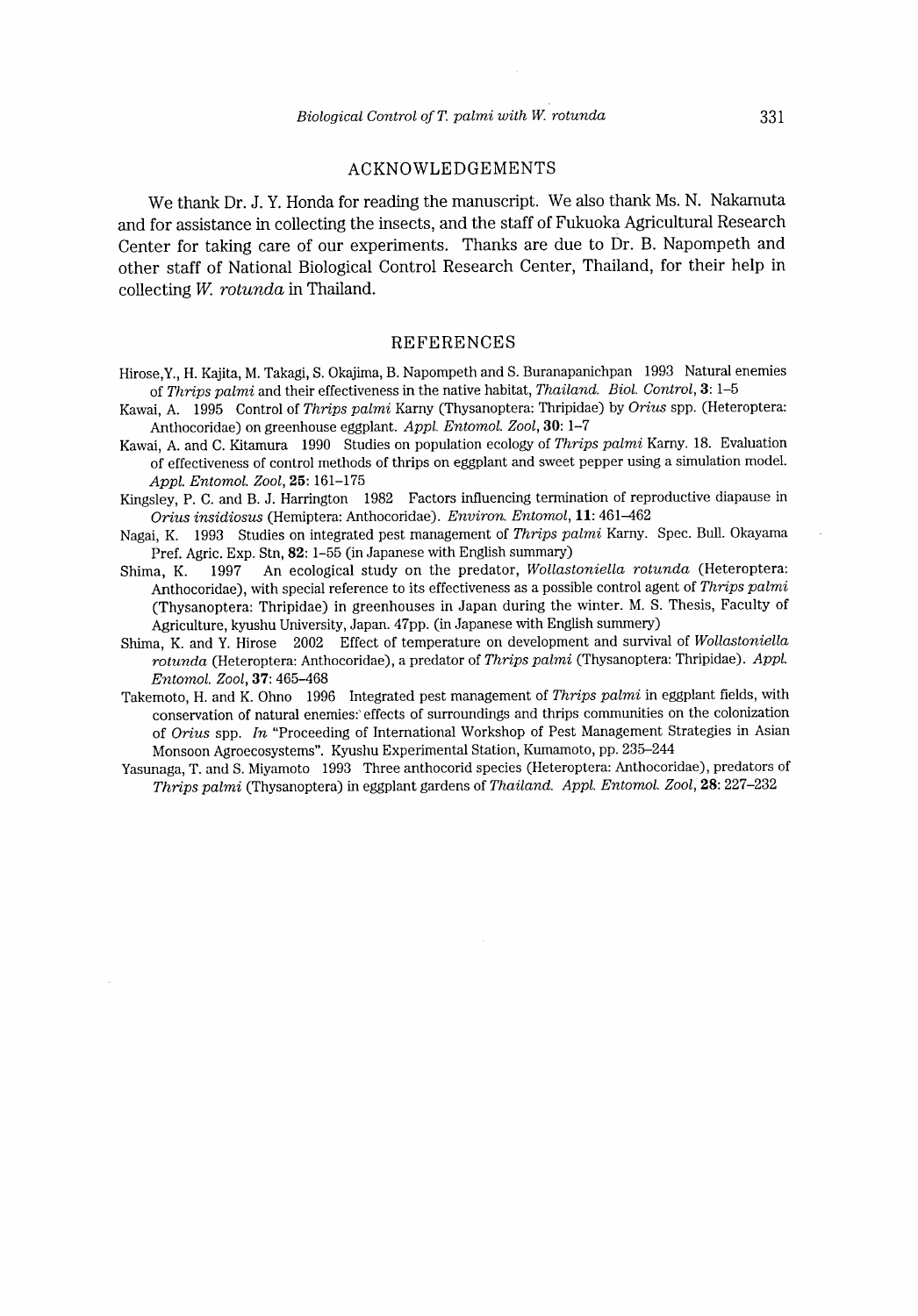## ACKNOWLEDGEMENTS

We thank Dr. J. Y. Honda for reading the manuscript. We also thank Ms. N. Nakamuta and for assistance in collecting the insects, and the staff of Fukuoka Agricultural Research Center for taking care of our experiments. Thanks are due to Dr. B. Napompeth and other staff of National Biological Control Research Center, Thailand, for their help in collecting *W. rotunda* in Thailand.

## REFERENCES

Hirose,Y., H. Kajita, M. Takagi, S. Okajima, B. Napompeth and S. Buranapanichpan 1993 Natural enemies of *Thrips palmi* and their effectiveness in the native habitat, *Thailand. Biol. Control*, **3**: 1–5

Kawai, A. 1995 Control of *Thrips palmi* Karny (Thysanoptera: Thripidae) by *Orius* spp. (Heteroptera: Anthocoridae) on greenhouse eggplant. *Appl. Entomol. Zool*, **30**: 1–7

Kawai, A. and C. Kitamura 1990 Studies on population ecology of *Thrips palmi* Karny. 18. Evaluation of effectiveness of control methods of thrips on eggplant and sweet pepper using a simulation model. *Appl. Entomol. Zool*, **25**: 161–175

Kingsley, P. C. and B. J. Harrington 1982 Factors influencing termination of reproductive diapause in *Orius insidiosus* (Hemiptera: Anthocoridae). *Environ. Entomol*, **11**: 461–462

Nagai, K. 1993 Studies on integrated pest management of *Thrips palmi* Karny. Spec. Bull. Okayama Pref. Agric. Exp. Stn, **82**: 1–55 (in Japanese with English summary)

Shima, K. 1997 An ecological study on the predator, *Wollastoniella rotunda* (Heteroptera: Anthocoridae), with special reference to its effectiveness as a possible control agent of *Thrips palmi* (Thysanoptera: Thripidae) in greenhouses in Japan during the winter. M. S. Thesis, Faculty of Agriculture, kyushu University, Japan. 47pp. (in Japanese with English summery)

Shima, K. and Y. Hirose 2002 Effect of temperature on development and survival of *Wollastoniella rotunda* (Heteroptera: Anthocoridae), a predator of *Thrips palmi* (Thysanoptera: Thripidae). *Appl. Entomol. Zool*, **37**: 465–468

Takemoto, H. and K. Ohno 1996 Integrated pest management of *Thrips palmi* in eggplant fields, with conservation of natural enemies: effects of surroundings and thrips communities on the colonization of *Orius* spp. *In* "Proceeding of International Workshop of Pest Management Strategies in Asian Monsoon Agroecosystems". Kyushu Experimental Station, Kumamoto, pp. 235–244

Yasunaga, T. and S. Miyamoto 1993 Three anthocorid species (Heteroptera: Anthocoridae), predators of *Thrips palmi* (Thysanoptera) in eggplant gardens of *Thailand. Appl. Entomol. Zool*, **28**: 227–232